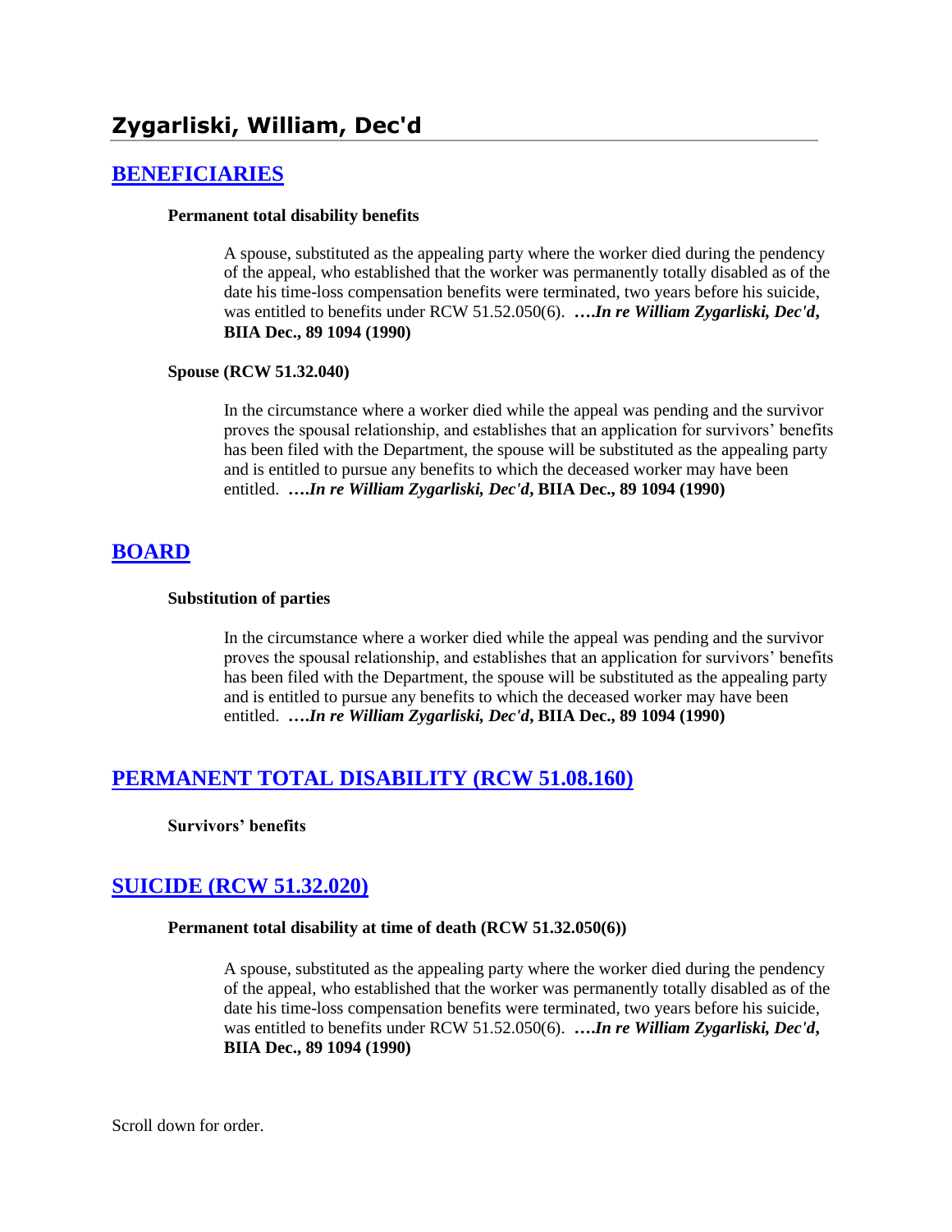## Zygarliski, William, Dec'd

### BENEFICIARIES

**Permanent total disability benefits**

A spouse, substituted as the appealing party where the worker died during the pendency of the appeal, who established that the worker was permanently totally disabled as of the date his time-loss compensation benefits were terminated, two years before his suicide, was entitled to benefits under RCW 51.52.050(6). ***….In re William Zygarliski, Dec'd*, BIIA Dec., 89 1094 (1990)**

**Spouse (RCW 51.32.040)**

In the circumstance where a worker died while the appeal was pending and the survivor proves the spousal relationship, and establishes that an application for survivors' benefits has been filed with the Department, the spouse will be substituted as the appealing party and is entitled to pursue any benefits to which the deceased worker may have been entitled. ***….In re William Zygarliski, Dec'd*, BIIA Dec., 89 1094 (1990)**

### BOARD

**Substitution of parties**

In the circumstance where a worker died while the appeal was pending and the survivor proves the spousal relationship, and establishes that an application for survivors' benefits has been filed with the Department, the spouse will be substituted as the appealing party and is entitled to pursue any benefits to which the deceased worker may have been entitled. ***….In re William Zygarliski, Dec'd*, BIIA Dec., 89 1094 (1990)**

### PERMANENT TOTAL DISABILITY (RCW 51.08.160)

**Survivors' benefits**

### SUICIDE (RCW 51.32.020)

**Permanent total disability at time of death (RCW 51.32.050(6))**

A spouse, substituted as the appealing party where the worker died during the pendency of the appeal, who established that the worker was permanently totally disabled as of the date his time-loss compensation benefits were terminated, two years before his suicide, was entitled to benefits under RCW 51.52.050(6). ***….In re William Zygarliski, Dec'd*, BIIA Dec., 89 1094 (1990)**

Scroll down for order.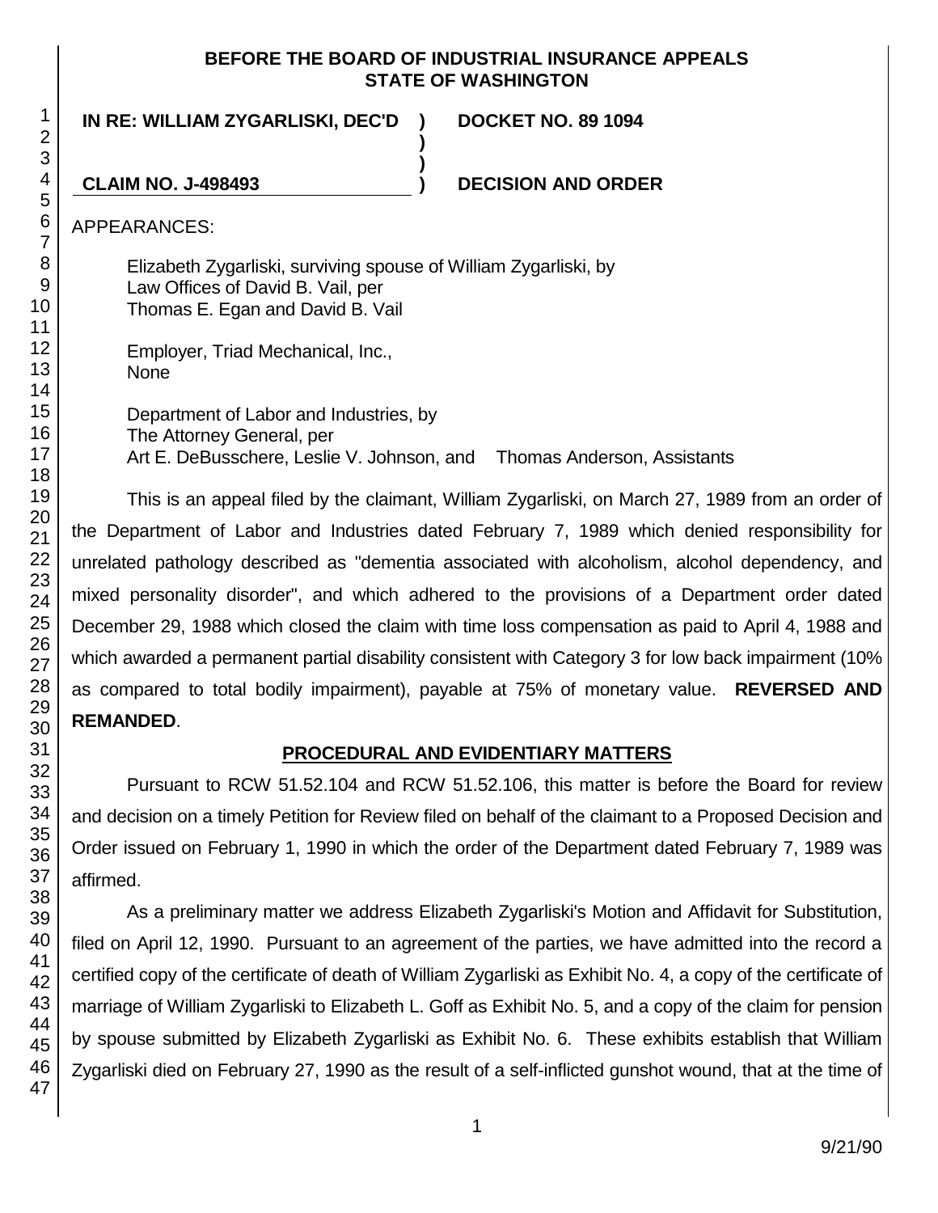**BEFORE THE BOARD OF INDUSTRIAL INSURANCE APPEALS**
**STATE OF WASHINGTON**

| | | |
|---|---|---|
| **IN RE: WILLIAM ZYGARLISKI, DEC'D** | **)** | **DOCKET NO. 89 1094** |
| | **)** | |
| | **)** | |
| **CLAIM NO. J-498493** | **)** | **DECISION AND ORDER** |

APPEARANCES:

Elizabeth Zygarliski, surviving spouse of William Zygarliski, by
Law Offices of David B. Vail, per
Thomas E. Egan and David B. Vail

Employer, Triad Mechanical, Inc.,
None

Department of Labor and Industries, by
The Attorney General, per
Art E. DeBusschere, Leslie V. Johnson, and Thomas Anderson, Assistants

This is an appeal filed by the claimant, William Zygarliski, on March 27, 1989 from an order of the Department of Labor and Industries dated February 7, 1989 which denied responsibility for unrelated pathology described as "dementia associated with alcoholism, alcohol dependency, and mixed personality disorder", and which adhered to the provisions of a Department order dated December 29, 1988 which closed the claim with time loss compensation as paid to April 4, 1988 and which awarded a permanent partial disability consistent with Category 3 for low back impairment (10% as compared to total bodily impairment), payable at 75% of monetary value. **REVERSED AND REMANDED**.

**PROCEDURAL AND EVIDENTIARY MATTERS**

Pursuant to RCW 51.52.104 and RCW 51.52.106, this matter is before the Board for review and decision on a timely Petition for Review filed on behalf of the claimant to a Proposed Decision and Order issued on February 1, 1990 in which the order of the Department dated February 7, 1989 was affirmed.

As a preliminary matter we address Elizabeth Zygarliski's Motion and Affidavit for Substitution, filed on April 12, 1990. Pursuant to an agreement of the parties, we have admitted into the record a certified copy of the certificate of death of William Zygarliski as Exhibit No. 4, a copy of the certificate of marriage of William Zygarliski to Elizabeth L. Goff as Exhibit No. 5, and a copy of the claim for pension by spouse submitted by Elizabeth Zygarliski as Exhibit No. 6. These exhibits establish that William Zygarliski died on February 27, 1990 as the result of a self-inflicted gunshot wound, that at the time of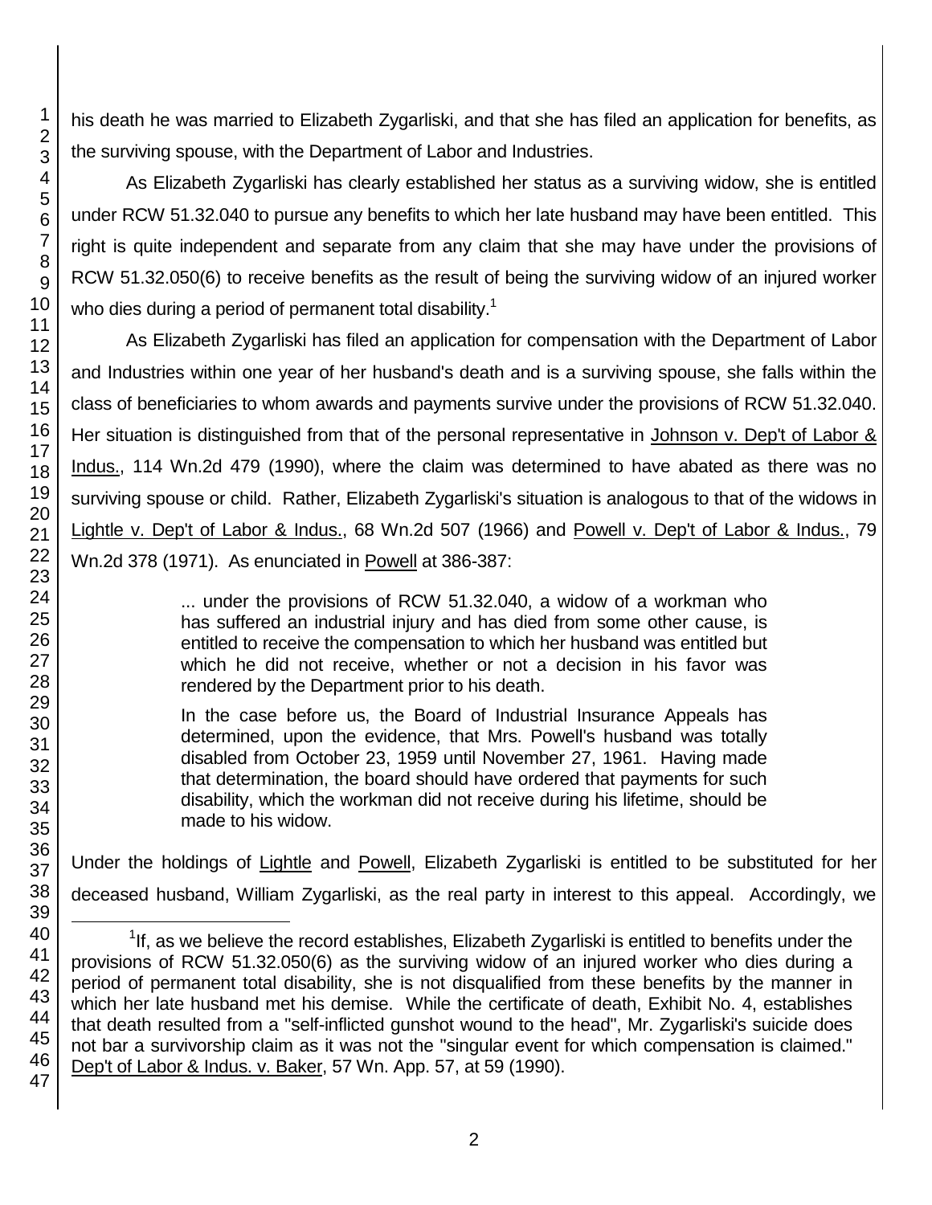his death he was married to Elizabeth Zygarliski, and that she has filed an application for benefits, as the surviving spouse, with the Department of Labor and Industries.

As Elizabeth Zygarliski has clearly established her status as a surviving widow, she is entitled under RCW 51.32.040 to pursue any benefits to which her late husband may have been entitled. This right is quite independent and separate from any claim that she may have under the provisions of RCW 51.32.050(6) to receive benefits as the result of being the surviving widow of an injured worker who dies during a period of permanent total disability.[1]

As Elizabeth Zygarliski has filed an application for compensation with the Department of Labor and Industries within one year of her husband's death and is a surviving spouse, she falls within the class of beneficiaries to whom awards and payments survive under the provisions of RCW 51.32.040. Her situation is distinguished from that of the personal representative in Johnson v. Dep't of Labor & Indus., 114 Wn.2d 479 (1990), where the claim was determined to have abated as there was no surviving spouse or child. Rather, Elizabeth Zygarliski's situation is analogous to that of the widows in Lightle v. Dep't of Labor & Indus., 68 Wn.2d 507 (1966) and Powell v. Dep't of Labor & Indus., 79 Wn.2d 378 (1971). As enunciated in Powell at 386-387:

> ... under the provisions of RCW 51.32.040, a widow of a workman who has suffered an industrial injury and has died from some other cause, is entitled to receive the compensation to which her husband was entitled but which he did not receive, whether or not a decision in his favor was rendered by the Department prior to his death.
>
> In the case before us, the Board of Industrial Insurance Appeals has determined, upon the evidence, that Mrs. Powell's husband was totally disabled from October 23, 1959 until November 27, 1961. Having made that determination, the board should have ordered that payments for such disability, which the workman did not receive during his lifetime, should be made to his widow.

Under the holdings of Lightle and Powell, Elizabeth Zygarliski is entitled to be substituted for her deceased husband, William Zygarliski, as the real party in interest to this appeal. Accordingly, we

[1] If, as we believe the record establishes, Elizabeth Zygarliski is entitled to benefits under the provisions of RCW 51.32.050(6) as the surviving widow of an injured worker who dies during a period of permanent total disability, she is not disqualified from these benefits by the manner in which her late husband met his demise. While the certificate of death, Exhibit No. 4, establishes that death resulted from a "self-inflicted gunshot wound to the head", Mr. Zygarliski's suicide does not bar a survivorship claim as it was not the "singular event for which compensation is claimed." Dep't of Labor & Indus. v. Baker, 57 Wn. App. 57, at 59 (1990).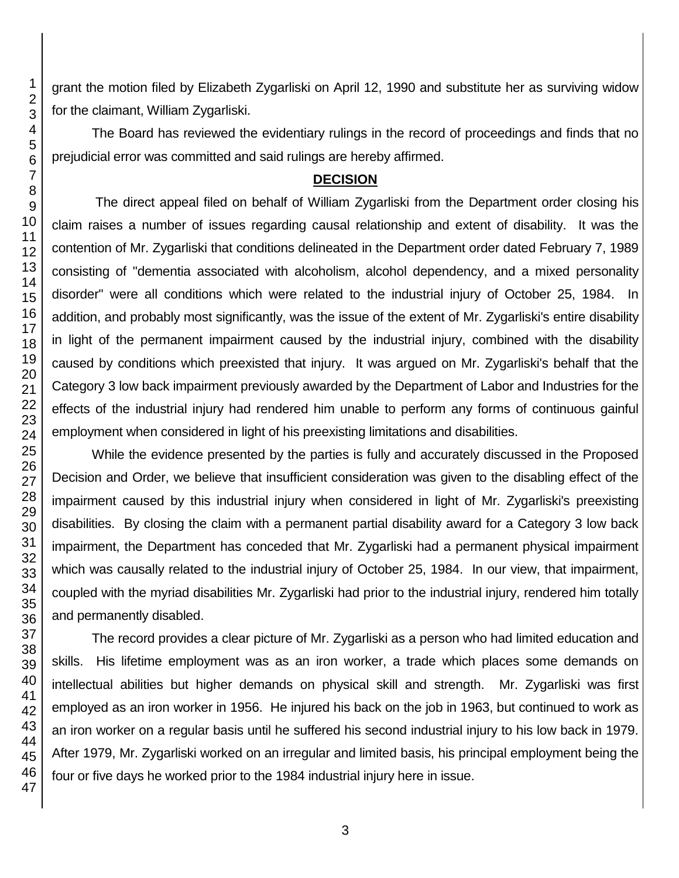grant the motion filed by Elizabeth Zygarliski on April 12, 1990 and substitute her as surviving widow for the claimant, William Zygarliski.

The Board has reviewed the evidentiary rulings in the record of proceedings and finds that no prejudicial error was committed and said rulings are hereby affirmed.

## DECISION

The direct appeal filed on behalf of William Zygarliski from the Department order closing his claim raises a number of issues regarding causal relationship and extent of disability. It was the contention of Mr. Zygarliski that conditions delineated in the Department order dated February 7, 1989 consisting of "dementia associated with alcoholism, alcohol dependency, and a mixed personality disorder" were all conditions which were related to the industrial injury of October 25, 1984. In addition, and probably most significantly, was the issue of the extent of Mr. Zygarliski's entire disability in light of the permanent impairment caused by the industrial injury, combined with the disability caused by conditions which preexisted that injury. It was argued on Mr. Zygarliski's behalf that the Category 3 low back impairment previously awarded by the Department of Labor and Industries for the effects of the industrial injury had rendered him unable to perform any forms of continuous gainful employment when considered in light of his preexisting limitations and disabilities.

While the evidence presented by the parties is fully and accurately discussed in the Proposed Decision and Order, we believe that insufficient consideration was given to the disabling effect of the impairment caused by this industrial injury when considered in light of Mr. Zygarliski's preexisting disabilities. By closing the claim with a permanent partial disability award for a Category 3 low back impairment, the Department has conceded that Mr. Zygarliski had a permanent physical impairment which was causally related to the industrial injury of October 25, 1984. In our view, that impairment, coupled with the myriad disabilities Mr. Zygarliski had prior to the industrial injury, rendered him totally and permanently disabled.

The record provides a clear picture of Mr. Zygarliski as a person who had limited education and skills. His lifetime employment was as an iron worker, a trade which places some demands on intellectual abilities but higher demands on physical skill and strength. Mr. Zygarliski was first employed as an iron worker in 1956. He injured his back on the job in 1963, but continued to work as an iron worker on a regular basis until he suffered his second industrial injury to his low back in 1979. After 1979, Mr. Zygarliski worked on an irregular and limited basis, his principal employment being the four or five days he worked prior to the 1984 industrial injury here in issue.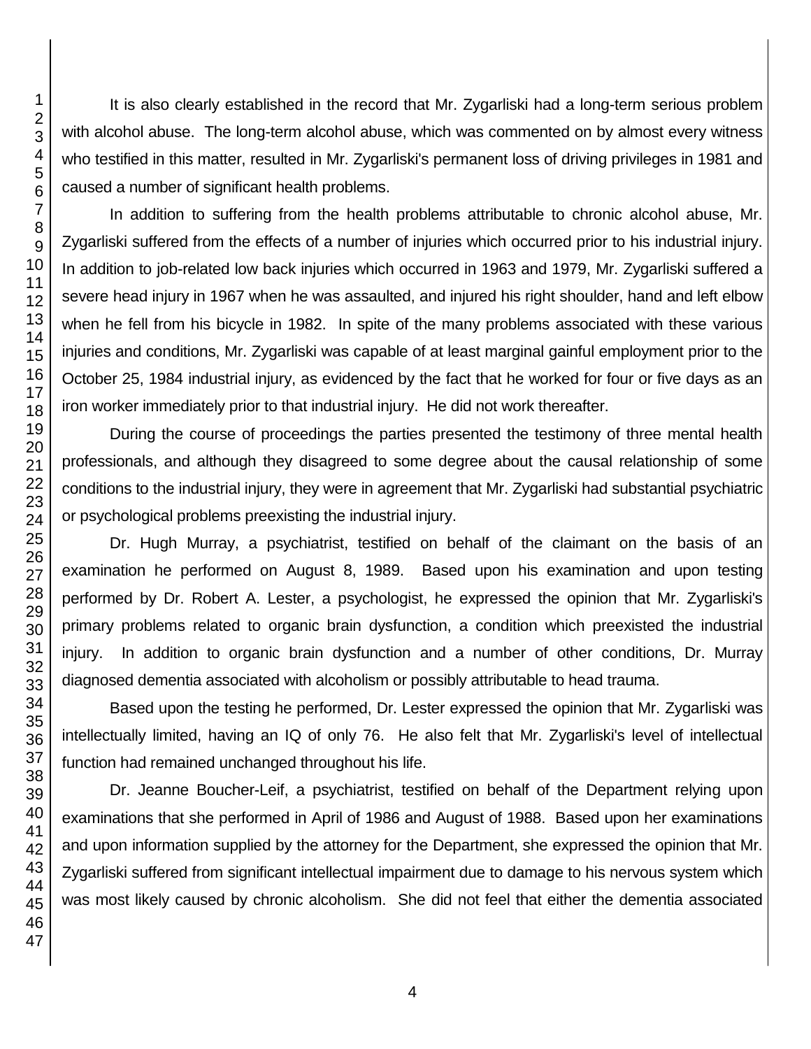It is also clearly established in the record that Mr. Zygarliski had a long-term serious problem with alcohol abuse. The long-term alcohol abuse, which was commented on by almost every witness who testified in this matter, resulted in Mr. Zygarliski's permanent loss of driving privileges in 1981 and caused a number of significant health problems.

In addition to suffering from the health problems attributable to chronic alcohol abuse, Mr. Zygarliski suffered from the effects of a number of injuries which occurred prior to his industrial injury. In addition to job-related low back injuries which occurred in 1963 and 1979, Mr. Zygarliski suffered a severe head injury in 1967 when he was assaulted, and injured his right shoulder, hand and left elbow when he fell from his bicycle in 1982. In spite of the many problems associated with these various injuries and conditions, Mr. Zygarliski was capable of at least marginal gainful employment prior to the October 25, 1984 industrial injury, as evidenced by the fact that he worked for four or five days as an iron worker immediately prior to that industrial injury. He did not work thereafter.

During the course of proceedings the parties presented the testimony of three mental health professionals, and although they disagreed to some degree about the causal relationship of some conditions to the industrial injury, they were in agreement that Mr. Zygarliski had substantial psychiatric or psychological problems preexisting the industrial injury.

Dr. Hugh Murray, a psychiatrist, testified on behalf of the claimant on the basis of an examination he performed on August 8, 1989. Based upon his examination and upon testing performed by Dr. Robert A. Lester, a psychologist, he expressed the opinion that Mr. Zygarliski's primary problems related to organic brain dysfunction, a condition which preexisted the industrial injury. In addition to organic brain dysfunction and a number of other conditions, Dr. Murray diagnosed dementia associated with alcoholism or possibly attributable to head trauma.

Based upon the testing he performed, Dr. Lester expressed the opinion that Mr. Zygarliski was intellectually limited, having an IQ of only 76. He also felt that Mr. Zygarliski's level of intellectual function had remained unchanged throughout his life.

Dr. Jeanne Boucher-Leif, a psychiatrist, testified on behalf of the Department relying upon examinations that she performed in April of 1986 and August of 1988. Based upon her examinations and upon information supplied by the attorney for the Department, she expressed the opinion that Mr. Zygarliski suffered from significant intellectual impairment due to damage to his nervous system which was most likely caused by chronic alcoholism. She did not feel that either the dementia associated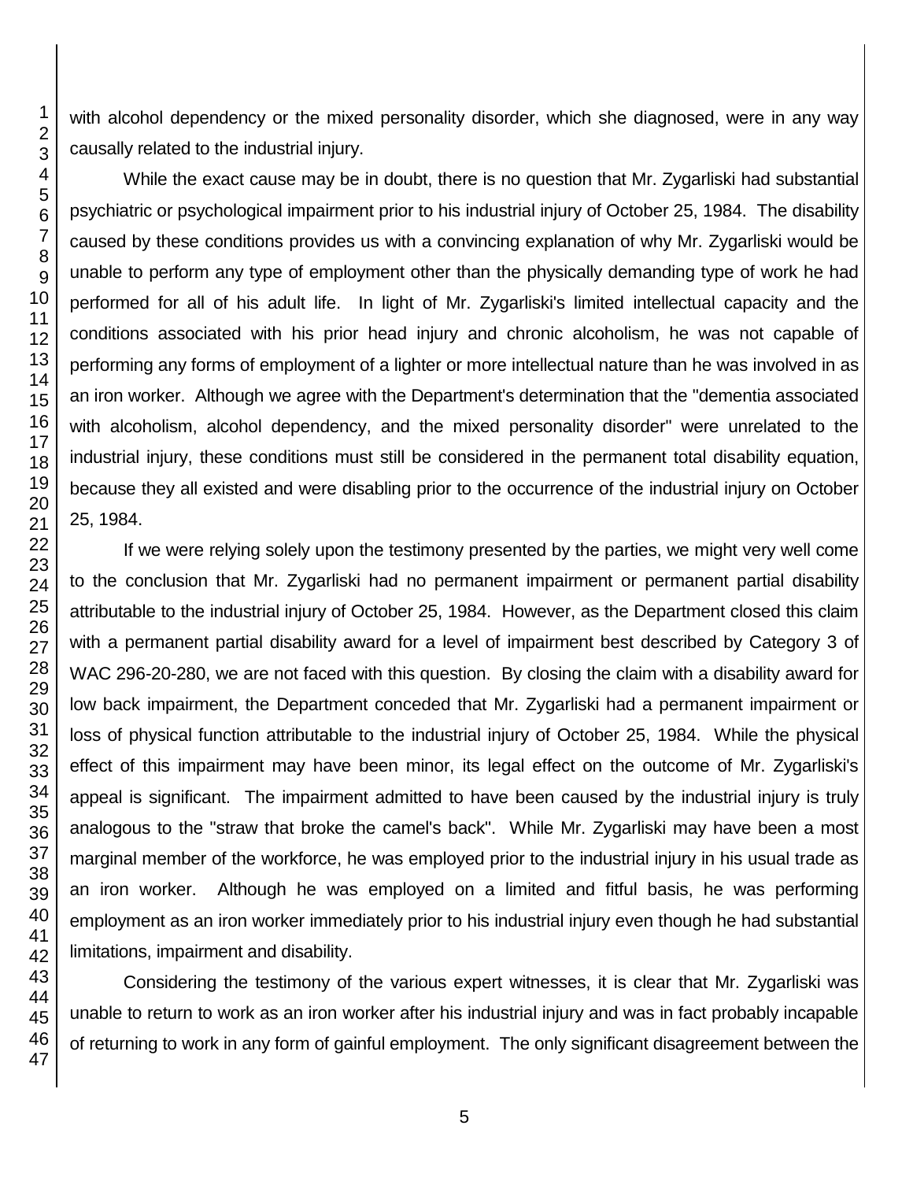with alcohol dependency or the mixed personality disorder, which she diagnosed, were in any way causally related to the industrial injury.

While the exact cause may be in doubt, there is no question that Mr. Zygarliski had substantial psychiatric or psychological impairment prior to his industrial injury of October 25, 1984. The disability caused by these conditions provides us with a convincing explanation of why Mr. Zygarliski would be unable to perform any type of employment other than the physically demanding type of work he had performed for all of his adult life. In light of Mr. Zygarliski's limited intellectual capacity and the conditions associated with his prior head injury and chronic alcoholism, he was not capable of performing any forms of employment of a lighter or more intellectual nature than he was involved in as an iron worker. Although we agree with the Department's determination that the "dementia associated with alcoholism, alcohol dependency, and the mixed personality disorder" were unrelated to the industrial injury, these conditions must still be considered in the permanent total disability equation, because they all existed and were disabling prior to the occurrence of the industrial injury on October 25, 1984.

If we were relying solely upon the testimony presented by the parties, we might very well come to the conclusion that Mr. Zygarliski had no permanent impairment or permanent partial disability attributable to the industrial injury of October 25, 1984. However, as the Department closed this claim with a permanent partial disability award for a level of impairment best described by Category 3 of WAC 296-20-280, we are not faced with this question. By closing the claim with a disability award for low back impairment, the Department conceded that Mr. Zygarliski had a permanent impairment or loss of physical function attributable to the industrial injury of October 25, 1984. While the physical effect of this impairment may have been minor, its legal effect on the outcome of Mr. Zygarliski's appeal is significant. The impairment admitted to have been caused by the industrial injury is truly analogous to the "straw that broke the camel's back". While Mr. Zygarliski may have been a most marginal member of the workforce, he was employed prior to the industrial injury in his usual trade as an iron worker. Although he was employed on a limited and fitful basis, he was performing employment as an iron worker immediately prior to his industrial injury even though he had substantial limitations, impairment and disability.

Considering the testimony of the various expert witnesses, it is clear that Mr. Zygarliski was unable to return to work as an iron worker after his industrial injury and was in fact probably incapable of returning to work in any form of gainful employment. The only significant disagreement between the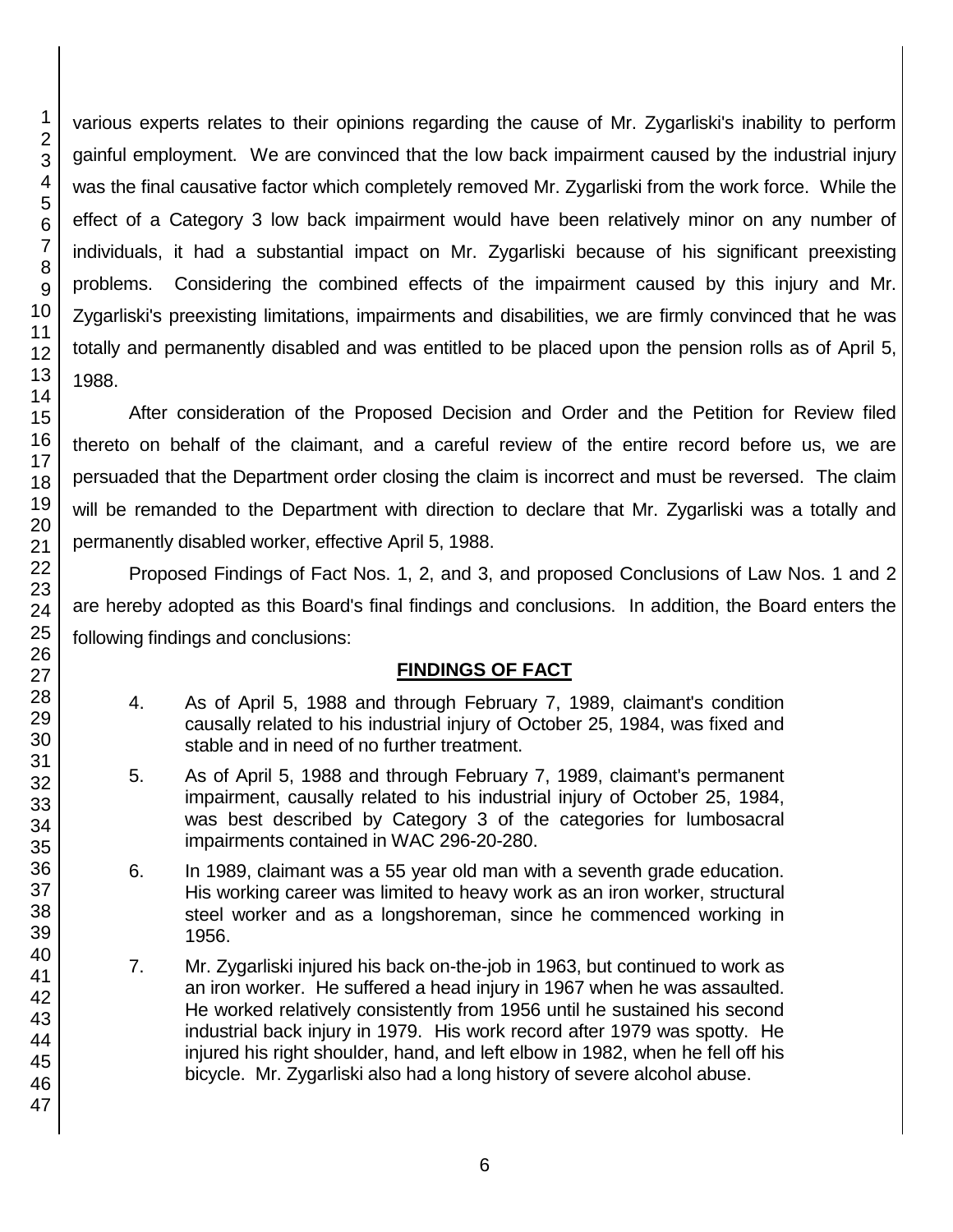various experts relates to their opinions regarding the cause of Mr. Zygarliski's inability to perform gainful employment. We are convinced that the low back impairment caused by the industrial injury was the final causative factor which completely removed Mr. Zygarliski from the work force. While the effect of a Category 3 low back impairment would have been relatively minor on any number of individuals, it had a substantial impact on Mr. Zygarliski because of his significant preexisting problems. Considering the combined effects of the impairment caused by this injury and Mr. Zygarliski's preexisting limitations, impairments and disabilities, we are firmly convinced that he was totally and permanently disabled and was entitled to be placed upon the pension rolls as of April 5, 1988.

After consideration of the Proposed Decision and Order and the Petition for Review filed thereto on behalf of the claimant, and a careful review of the entire record before us, we are persuaded that the Department order closing the claim is incorrect and must be reversed. The claim will be remanded to the Department with direction to declare that Mr. Zygarliski was a totally and permanently disabled worker, effective April 5, 1988.

Proposed Findings of Fact Nos. 1, 2, and 3, and proposed Conclusions of Law Nos. 1 and 2 are hereby adopted as this Board's final findings and conclusions. In addition, the Board enters the following findings and conclusions:

## FINDINGS OF FACT

4. As of April 5, 1988 and through February 7, 1989, claimant's condition causally related to his industrial injury of October 25, 1984, was fixed and stable and in need of no further treatment.

5. As of April 5, 1988 and through February 7, 1989, claimant's permanent impairment, causally related to his industrial injury of October 25, 1984, was best described by Category 3 of the categories for lumbosacral impairments contained in WAC 296-20-280.

6. In 1989, claimant was a 55 year old man with a seventh grade education. His working career was limited to heavy work as an iron worker, structural steel worker and as a longshoreman, since he commenced working in 1956.

7. Mr. Zygarliski injured his back on-the-job in 1963, but continued to work as an iron worker. He suffered a head injury in 1967 when he was assaulted. He worked relatively consistently from 1956 until he sustained his second industrial back injury in 1979. His work record after 1979 was spotty. He injured his right shoulder, hand, and left elbow in 1982, when he fell off his bicycle. Mr. Zygarliski also had a long history of severe alcohol abuse.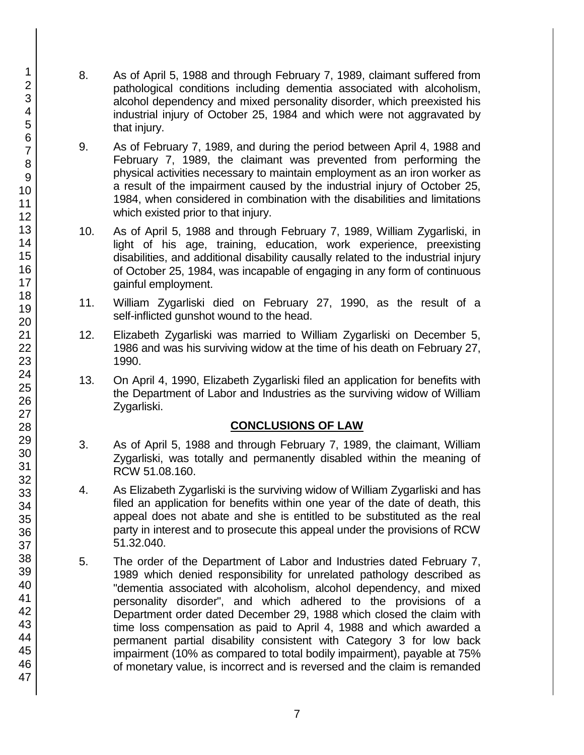8. As of April 5, 1988 and through February 7, 1989, claimant suffered from pathological conditions including dementia associated with alcoholism, alcohol dependency and mixed personality disorder, which preexisted his industrial injury of October 25, 1984 and which were not aggravated by that injury.

9. As of February 7, 1989, and during the period between April 4, 1988 and February 7, 1989, the claimant was prevented from performing the physical activities necessary to maintain employment as an iron worker as a result of the impairment caused by the industrial injury of October 25, 1984, when considered in combination with the disabilities and limitations which existed prior to that injury.

10. As of April 5, 1988 and through February 7, 1989, William Zygarliski, in light of his age, training, education, work experience, preexisting disabilities, and additional disability causally related to the industrial injury of October 25, 1984, was incapable of engaging in any form of continuous gainful employment.

11. William Zygarliski died on February 27, 1990, as the result of a self-inflicted gunshot wound to the head.

12. Elizabeth Zygarliski was married to William Zygarliski on December 5, 1986 and was his surviving widow at the time of his death on February 27, 1990.

13. On April 4, 1990, Elizabeth Zygarliski filed an application for benefits with the Department of Labor and Industries as the surviving widow of William Zygarliski.

## CONCLUSIONS OF LAW

3. As of April 5, 1988 and through February 7, 1989, the claimant, William Zygarliski, was totally and permanently disabled within the meaning of RCW 51.08.160.

4. As Elizabeth Zygarliski is the surviving widow of William Zygarliski and has filed an application for benefits within one year of the date of death, this appeal does not abate and she is entitled to be substituted as the real party in interest and to prosecute this appeal under the provisions of RCW 51.32.040.

5. The order of the Department of Labor and Industries dated February 7, 1989 which denied responsibility for unrelated pathology described as "dementia associated with alcoholism, alcohol dependency, and mixed personality disorder", and which adhered to the provisions of a Department order dated December 29, 1988 which closed the claim with time loss compensation as paid to April 4, 1988 and which awarded a permanent partial disability consistent with Category 3 for low back impairment (10% as compared to total bodily impairment), payable at 75% of monetary value, is incorrect and is reversed and the claim is remanded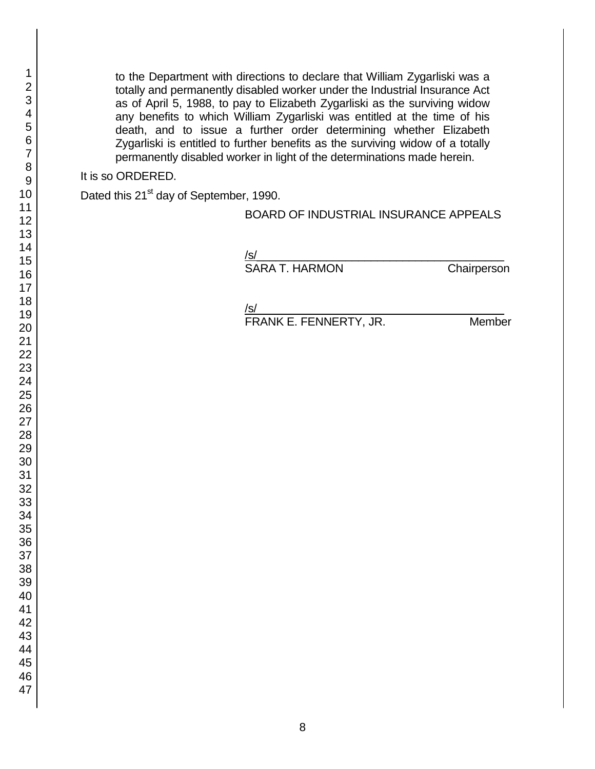to the Department with directions to declare that William Zygarliski was a totally and permanently disabled worker under the Industrial Insurance Act as of April 5, 1988, to pay to Elizabeth Zygarliski as the surviving widow any benefits to which William Zygarliski was entitled at the time of his death, and to issue a further order determining whether Elizabeth Zygarliski is entitled to further benefits as the surviving widow of a totally permanently disabled worker in light of the determinations made herein.

It is so ORDERED.

Dated this 21st day of September, 1990.

BOARD OF INDUSTRIAL INSURANCE APPEALS

/s/
SARA T. HARMON Chairperson

/s/
FRANK E. FENNERTY, JR. Member